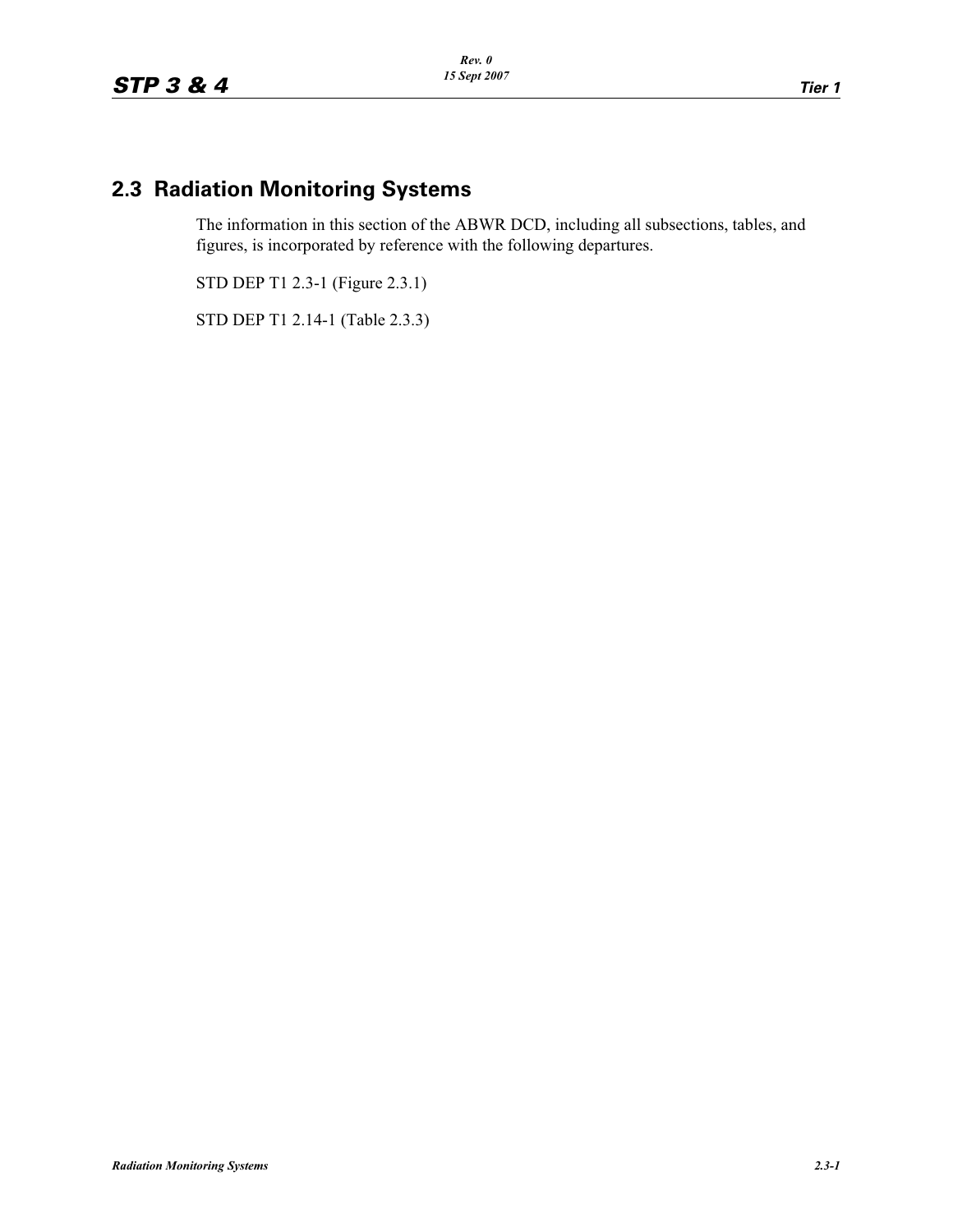## 2.3 Radiation Monitoring Systems

The information in this section of the ABWR DCD, including all subsections, tables, and figures, is incorporated by reference with the following departures.

STD DEP T1 2.3-1 (Figure 2.3.1)

STD DEP T1 2.14-1 (Table 2.3.3)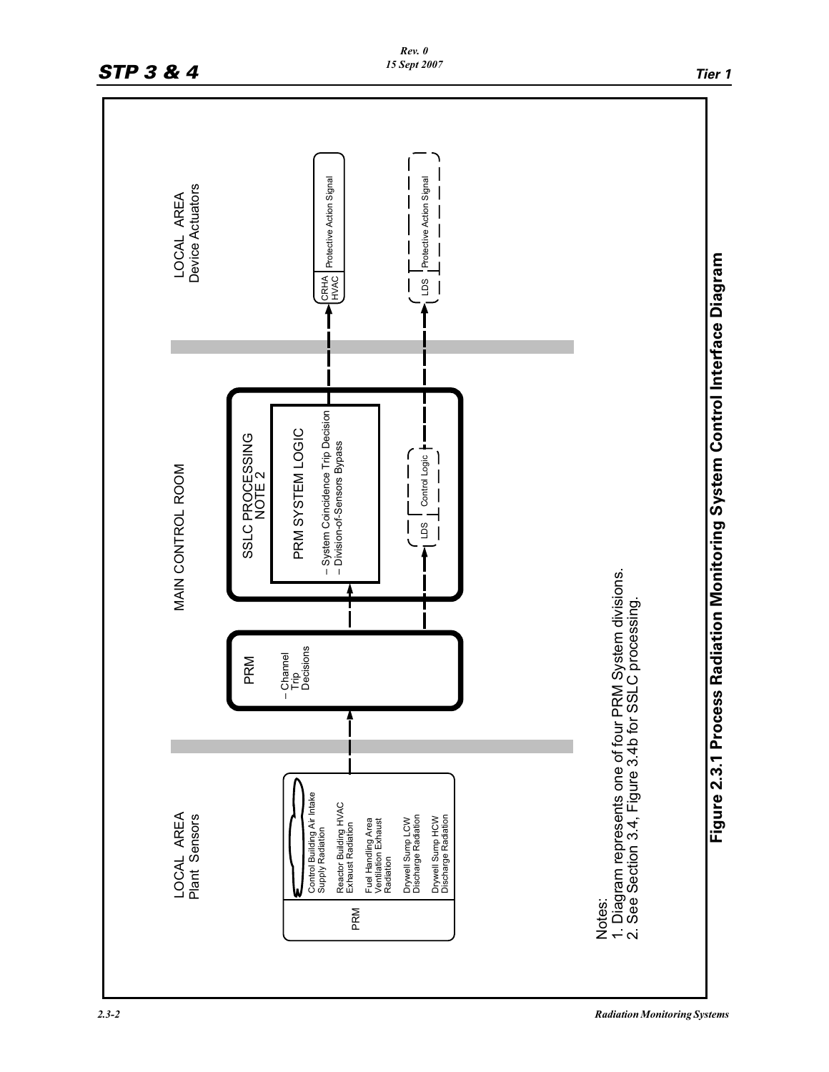LOCAL AREA
Plant Sensors

| PRM | Control Building Air Intake Supply Radiation |
| --- | --- |
| | Reactor Building HVAC Exhaust Radiation |
| | Fuel Handling Area Ventilation Exhaust Radiation |
| | Drywell Sump LCW Discharge Radiation |
| | Drywell Sump HCW Discharge Radiation |

MAIN CONTROL ROOM

PRM
– Channel Trip Decisions

SSLC PROCESSING
NOTE 2

PRM SYSTEM LOGIC
– System Coincidence Trip Decision
– Division-of-Sensors Bypass

LDS | Control Logic

LOCAL AREA
Device Actuators

CRHA HVAC | Protective Action Signal

LDS | Protective Action Signal

Notes:
1. Diagram represents one of four PRM System divisions.
2. See Section 3.4, Figure 3.4b for SSLC processing.

**Figure 2.3.1 Process Radiation Monitoring System Control Interface Diagram**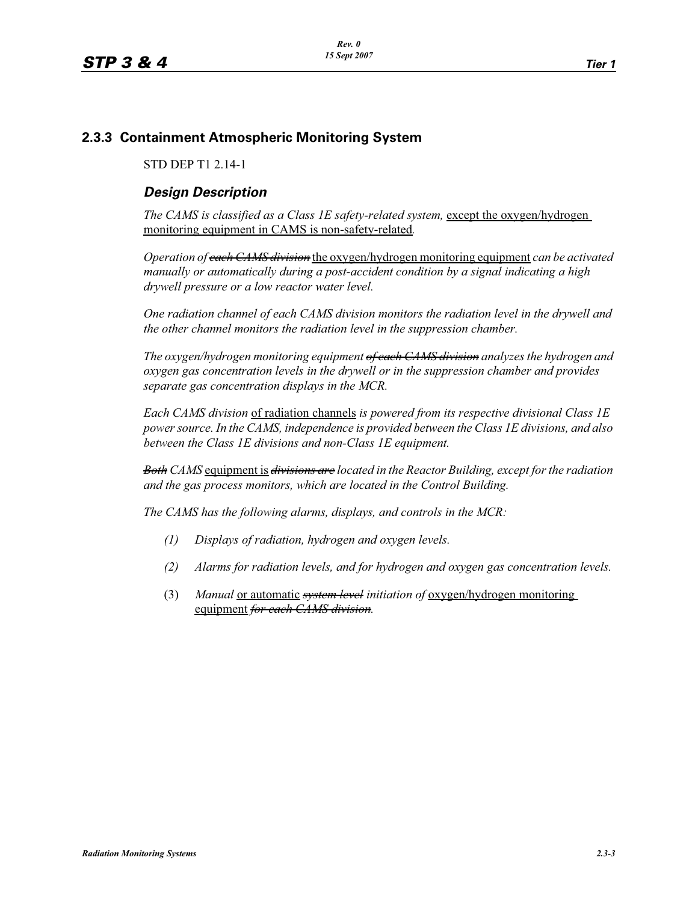## 2.3.3 Containment Atmospheric Monitoring System

STD DEP T1 2.14-1

### *Design Description*

*The CAMS is classified as a Class 1E safety-related system,* <u>except the oxygen/hydrogen monitoring equipment in CAMS is non-safety-related</u>*.*

*Operation of ~~each CAMS division~~* <u>the oxygen/hydrogen monitoring equipment</u> *can be activated manually or automatically during a post-accident condition by a signal indicating a high drywell pressure or a low reactor water level.*

*One radiation channel of each CAMS division monitors the radiation level in the drywell and the other channel monitors the radiation level in the suppression chamber.*

*The oxygen/hydrogen monitoring equipment ~~of each CAMS division~~ analyzes the hydrogen and oxygen gas concentration levels in the drywell or in the suppression chamber and provides separate gas concentration displays in the MCR.*

*Each CAMS division* <u>of radiation channels</u> *is powered from its respective divisional Class 1E power source. In the CAMS, independence is provided between the Class 1E divisions, and also between the Class 1E divisions and non-Class 1E equipment.*

*~~Both~~ CAMS* <u>equipment is</u> *~~divisions are~~ located in the Reactor Building, except for the radiation and the gas process monitors, which are located in the Control Building.*

*The CAMS has the following alarms, displays, and controls in the MCR:*

*(1) Displays of radiation, hydrogen and oxygen levels.*

*(2) Alarms for radiation levels, and for hydrogen and oxygen gas concentration levels.*

(3) *Manual* <u>or automatic</u> *~~system level~~ initiation of* <u>oxygen/hydrogen monitoring equipment</u> *~~for each CAMS division~~.*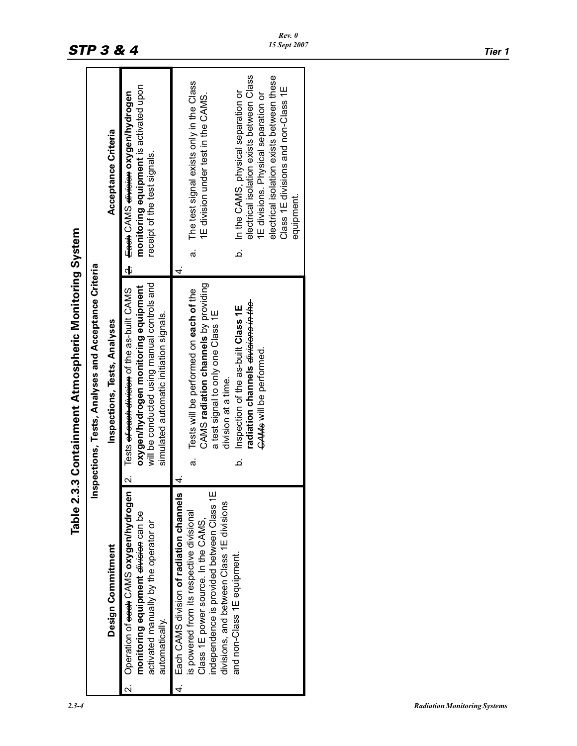## Table 2.3.3 Containment Atmospheric Monitoring System

| Inspections, Tests, Analyses and Acceptance Criteria | | |
|---|---|---|
| **Design Commitment** | **Inspections, Tests, Analyses** | **Acceptance Criteria** |
| 2. Operation of ~~each~~ CAMS **oxygen/hydrogen monitoring equipment** ~~division~~ can be activated manually by the operator or automatically. | 2. Tests ~~of each division~~ of the as-built CAMS **oxygen/hydrogen monitoring equipment** will be conducted using manual controls and simulated automatic initiation signals. | ~~2.~~ ~~Each~~ CAMS ~~division~~ **oxygen/hydrogen monitoring equipment** is activated upon receipt of the test signals. |
| 4. Each CAMS division **of radiation channels** is powered from its respective divisional Class 1E power source. In the CAMS, independence is provided between Class 1E divisions, and between Class 1E divisions and non-Class 1E equipment. | 4. a. Tests will be performed on **each of** the CAMS **radiation channels** by providing a test signal to only one Class 1E division at a time. b. Inspection of the as-built **Class 1E radiation channels** ~~divisions in the CAMs~~ will be performed. | 4. a. The test signal exists only in the Class 1E division under test in the CAMS. b. In the CAMS, physical separation or electrical isolation exists between Class 1E divisions. Physical separation or electrical isolation exists between these Class 1E divisions and non-Class 1E equipment. |